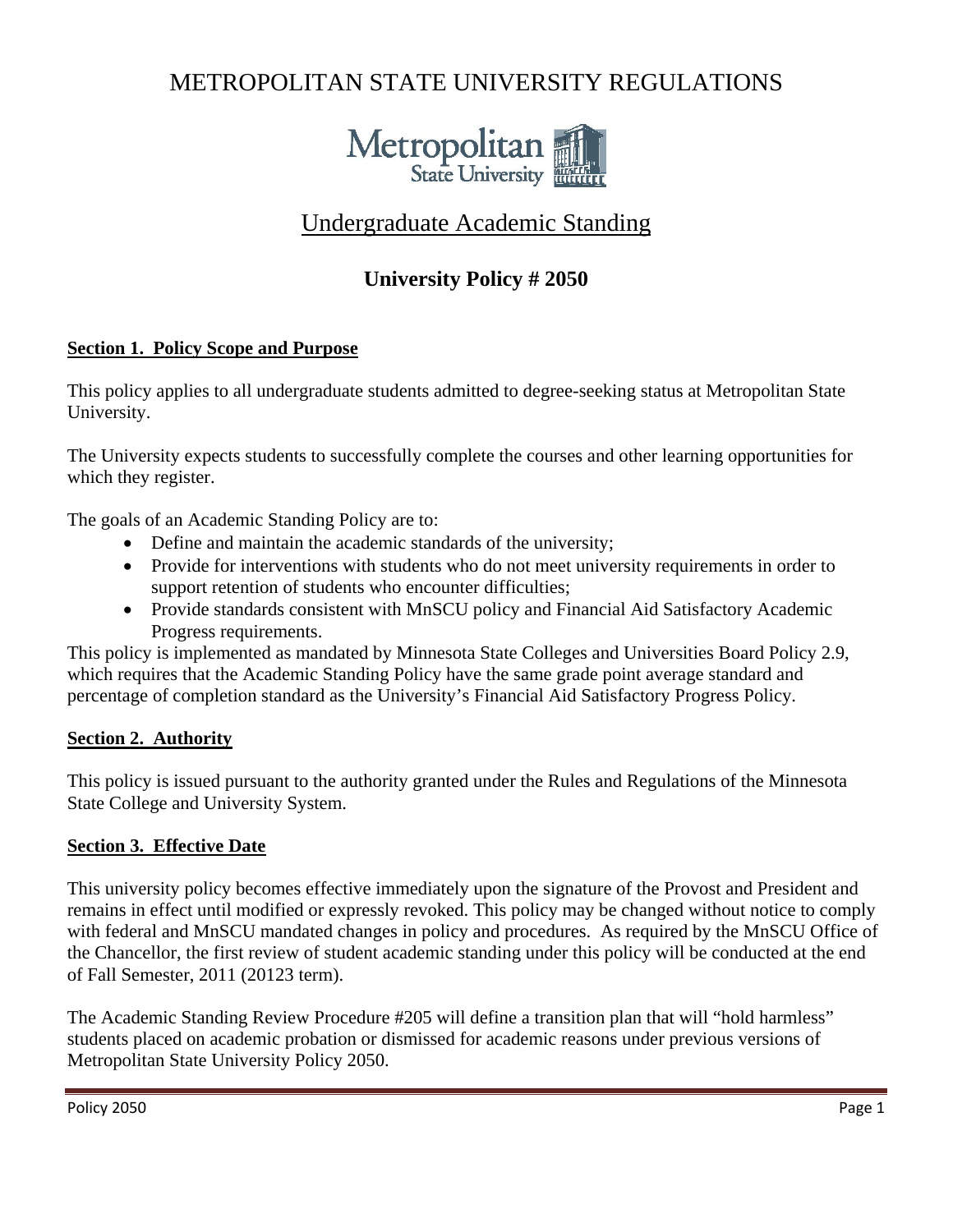# METROPOLITAN STATE UNIVERSITY REGULATIONS

## Undergraduate Academic Standing

### University Policy # 2050

**Section 1. Policy Scope and Purpose**

This policy applies to all undergraduate students admitted to degree-seeking status at Metropolitan State University.

The University expects students to successfully complete the courses and other learning opportunities for which they register.

The goals of an Academic Standing Policy are to:

- Define and maintain the academic standards of the university;
- Provide for interventions with students who do not meet university requirements in order to support retention of students who encounter difficulties;
- Provide standards consistent with MnSCU policy and Financial Aid Satisfactory Academic Progress requirements.

This policy is implemented as mandated by Minnesota State Colleges and Universities Board Policy 2.9, which requires that the Academic Standing Policy have the same grade point average standard and percentage of completion standard as the University's Financial Aid Satisfactory Progress Policy.

**Section 2. Authority**

This policy is issued pursuant to the authority granted under the Rules and Regulations of the Minnesota State College and University System.

**Section 3. Effective Date**

This university policy becomes effective immediately upon the signature of the Provost and President and remains in effect until modified or expressly revoked. This policy may be changed without notice to comply with federal and MnSCU mandated changes in policy and procedures. As required by the MnSCU Office of the Chancellor, the first review of student academic standing under this policy will be conducted at the end of Fall Semester, 2011 (20123 term).

The Academic Standing Review Procedure #205 will define a transition plan that will "hold harmless" students placed on academic probation or dismissed for academic reasons under previous versions of Metropolitan State University Policy 2050.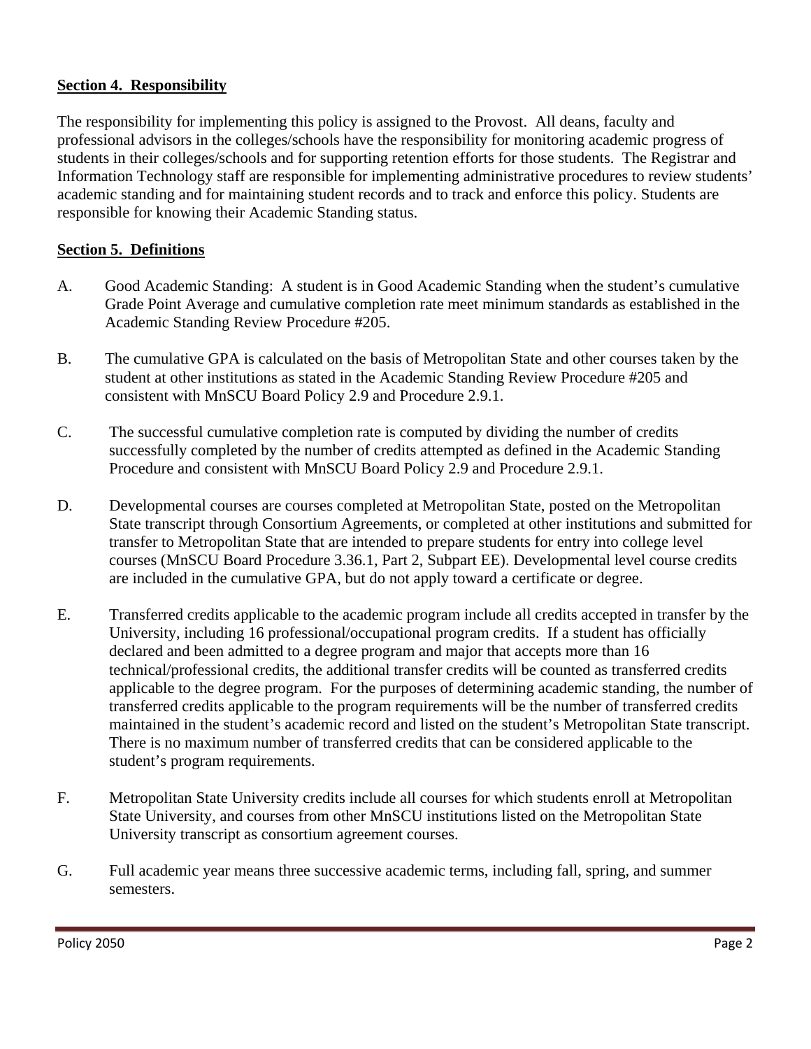**Section 4. Responsibility**

The responsibility for implementing this policy is assigned to the Provost. All deans, faculty and professional advisors in the colleges/schools have the responsibility for monitoring academic progress of students in their colleges/schools and for supporting retention efforts for those students. The Registrar and Information Technology staff are responsible for implementing administrative procedures to review students' academic standing and for maintaining student records and to track and enforce this policy. Students are responsible for knowing their Academic Standing status.

**Section 5. Definitions**

A. Good Academic Standing: A student is in Good Academic Standing when the student's cumulative Grade Point Average and cumulative completion rate meet minimum standards as established in the Academic Standing Review Procedure #205.

B. The cumulative GPA is calculated on the basis of Metropolitan State and other courses taken by the student at other institutions as stated in the Academic Standing Review Procedure #205 and consistent with MnSCU Board Policy 2.9 and Procedure 2.9.1.

C. The successful cumulative completion rate is computed by dividing the number of credits successfully completed by the number of credits attempted as defined in the Academic Standing Procedure and consistent with MnSCU Board Policy 2.9 and Procedure 2.9.1.

D. Developmental courses are courses completed at Metropolitan State, posted on the Metropolitan State transcript through Consortium Agreements, or completed at other institutions and submitted for transfer to Metropolitan State that are intended to prepare students for entry into college level courses (MnSCU Board Procedure 3.36.1, Part 2, Subpart EE). Developmental level course credits are included in the cumulative GPA, but do not apply toward a certificate or degree.

E. Transferred credits applicable to the academic program include all credits accepted in transfer by the University, including 16 professional/occupational program credits. If a student has officially declared and been admitted to a degree program and major that accepts more than 16 technical/professional credits, the additional transfer credits will be counted as transferred credits applicable to the degree program. For the purposes of determining academic standing, the number of transferred credits applicable to the program requirements will be the number of transferred credits maintained in the student's academic record and listed on the student's Metropolitan State transcript. There is no maximum number of transferred credits that can be considered applicable to the student's program requirements.

F. Metropolitan State University credits include all courses for which students enroll at Metropolitan State University, and courses from other MnSCU institutions listed on the Metropolitan State University transcript as consortium agreement courses.

G. Full academic year means three successive academic terms, including fall, spring, and summer semesters.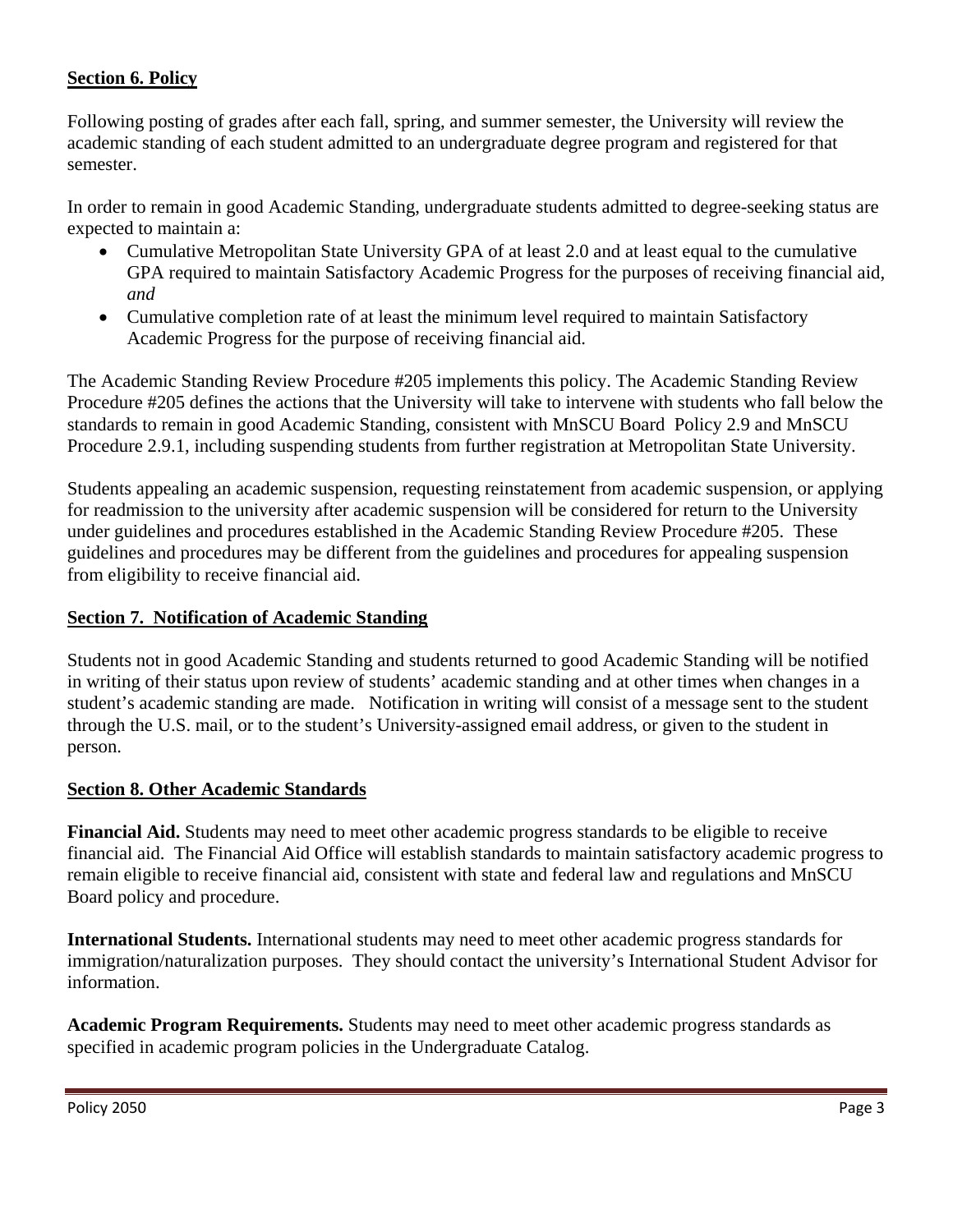## **Section 6. Policy**

Following posting of grades after each fall, spring, and summer semester, the University will review the academic standing of each student admitted to an undergraduate degree program and registered for that semester.

In order to remain in good Academic Standing, undergraduate students admitted to degree-seeking status are expected to maintain a:

- Cumulative Metropolitan State University GPA of at least 2.0 and at least equal to the cumulative GPA required to maintain Satisfactory Academic Progress for the purposes of receiving financial aid, *and*
- Cumulative completion rate of at least the minimum level required to maintain Satisfactory Academic Progress for the purpose of receiving financial aid.

The Academic Standing Review Procedure #205 implements this policy. The Academic Standing Review Procedure #205 defines the actions that the University will take to intervene with students who fall below the standards to remain in good Academic Standing, consistent with MnSCU Board Policy 2.9 and MnSCU Procedure 2.9.1, including suspending students from further registration at Metropolitan State University.

Students appealing an academic suspension, requesting reinstatement from academic suspension, or applying for readmission to the university after academic suspension will be considered for return to the University under guidelines and procedures established in the Academic Standing Review Procedure #205. These guidelines and procedures may be different from the guidelines and procedures for appealing suspension from eligibility to receive financial aid.

## **Section 7. Notification of Academic Standing**

Students not in good Academic Standing and students returned to good Academic Standing will be notified in writing of their status upon review of students' academic standing and at other times when changes in a student's academic standing are made. Notification in writing will consist of a message sent to the student through the U.S. mail, or to the student's University-assigned email address, or given to the student in person.

## **Section 8. Other Academic Standards**

**Financial Aid.** Students may need to meet other academic progress standards to be eligible to receive financial aid. The Financial Aid Office will establish standards to maintain satisfactory academic progress to remain eligible to receive financial aid, consistent with state and federal law and regulations and MnSCU Board policy and procedure.

**International Students.** International students may need to meet other academic progress standards for immigration/naturalization purposes. They should contact the university's International Student Advisor for information.

**Academic Program Requirements.** Students may need to meet other academic progress standards as specified in academic program policies in the Undergraduate Catalog.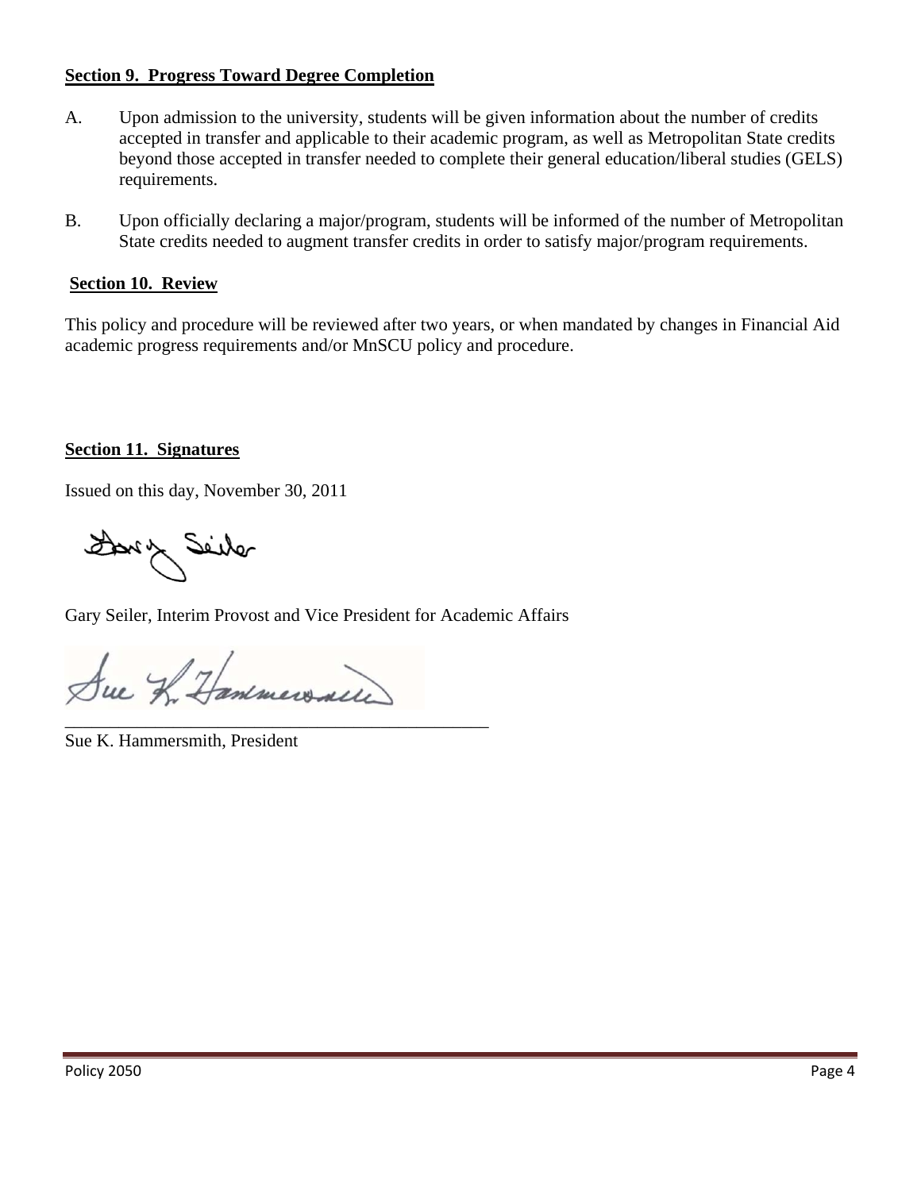**Section 9. Progress Toward Degree Completion**

A. Upon admission to the university, students will be given information about the number of credits accepted in transfer and applicable to their academic program, as well as Metropolitan State credits beyond those accepted in transfer needed to complete their general education/liberal studies (GELS) requirements.

B. Upon officially declaring a major/program, students will be informed of the number of Metropolitan State credits needed to augment transfer credits in order to satisfy major/program requirements.

**Section 10. Review**

This policy and procedure will be reviewed after two years, or when mandated by changes in Financial Aid academic progress requirements and/or MnSCU policy and procedure.

**Section 11. Signatures**

Issued on this day, November 30, 2011

Gary Seiler, Interim Provost and Vice President for Academic Affairs

\_\_\_\_\_\_\_\_\_\_\_\_\_\_\_\_\_\_\_\_\_\_\_\_\_\_\_\_\_\_\_\_\_\_\_\_\_\_\_\_\_\_\_\_\_\_

Sue K. Hammersmith, President